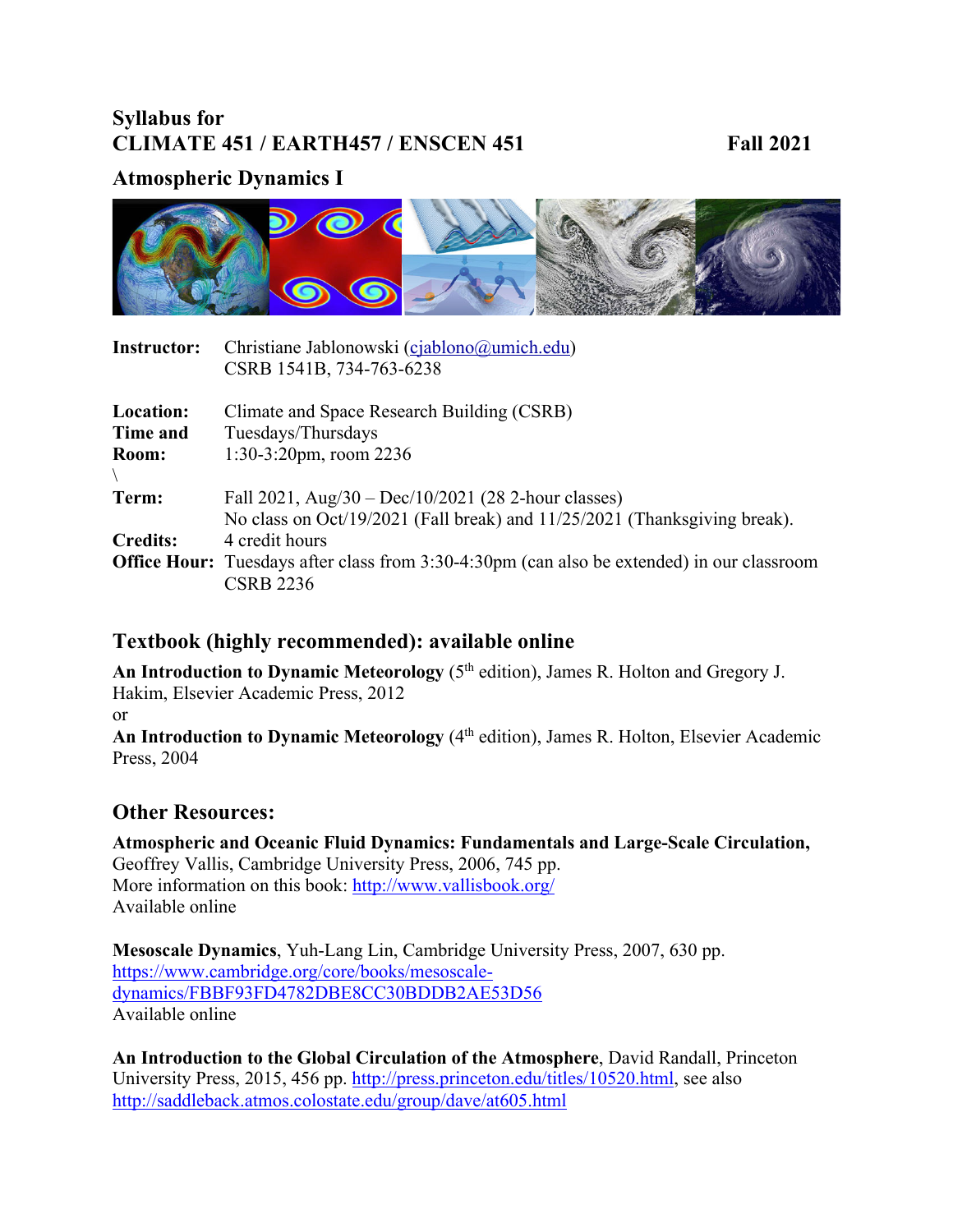# Syllabus for CLIMATE 451 / EARTH457 / ENSCEN 451 — Fall 2021

## Atmospheric Dynamics I

**Instructor:** Christiane Jablonowski (cjablono@umich.edu)
CSRB 1541B, 734-763-6238

**Location:** Climate and Space Research Building (CSRB)
**Time and Room:** Tuesdays/Thursdays
1:30-3:20pm, room 2236
\

**Term:** Fall 2021, Aug/30 – Dec/10/2021 (28 2-hour classes)
No class on Oct/19/2021 (Fall break) and 11/25/2021 (Thanksgiving break).
**Credits:** 4 credit hours
**Office Hour:** Tuesdays after class from 3:30-4:30pm (can also be extended) in our classroom CSRB 2236

## Textbook (highly recommended): available online

**An Introduction to Dynamic Meteorology** (5th edition), James R. Holton and Gregory J. Hakim, Elsevier Academic Press, 2012
or
**An Introduction to Dynamic Meteorology** (4th edition), James R. Holton, Elsevier Academic Press, 2004

## Other Resources:

**Atmospheric and Oceanic Fluid Dynamics: Fundamentals and Large-Scale Circulation,** Geoffrey Vallis, Cambridge University Press, 2006, 745 pp.
More information on this book: http://www.vallisbook.org/
Available online

**Mesoscale Dynamics**, Yuh-Lang Lin, Cambridge University Press, 2007, 630 pp.
https://www.cambridge.org/core/books/mesoscale-dynamics/FBBF93FD4782DBE8CC30BDDB2AE53D56
Available online

**An Introduction to the Global Circulation of the Atmosphere**, David Randall, Princeton University Press, 2015, 456 pp. http://press.princeton.edu/titles/10520.html, see also http://saddleback.atmos.colostate.edu/group/dave/at605.html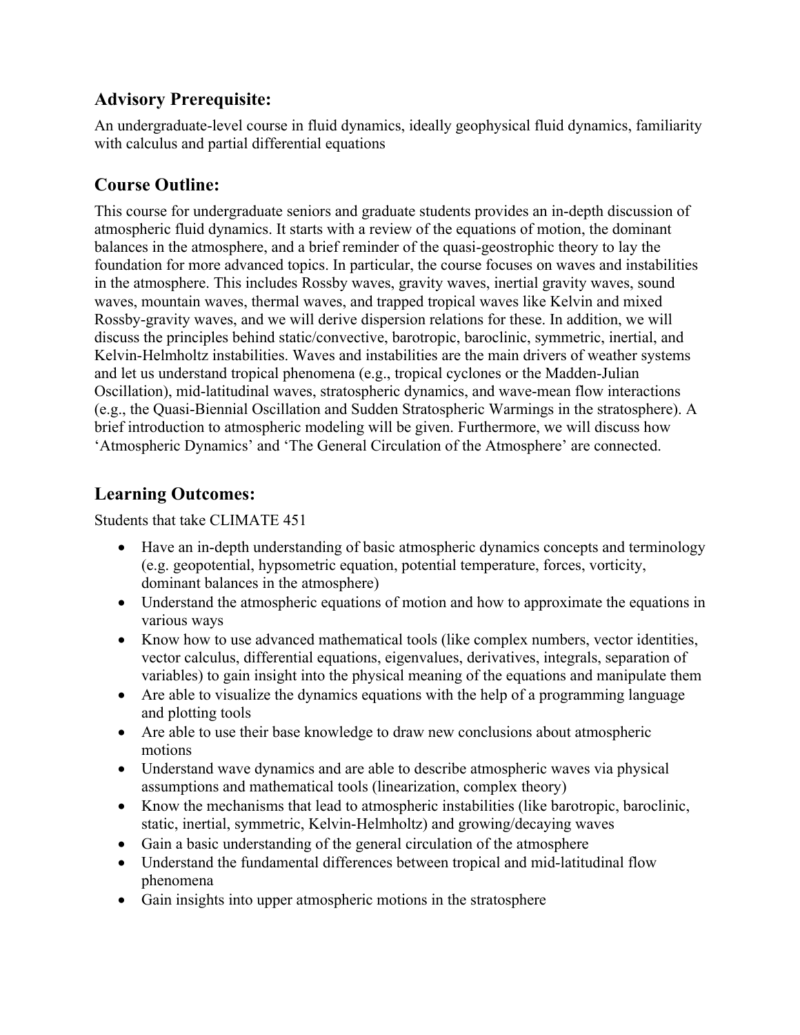## Advisory Prerequisite:

An undergraduate-level course in fluid dynamics, ideally geophysical fluid dynamics, familiarity with calculus and partial differential equations

## Course Outline:

This course for undergraduate seniors and graduate students provides an in-depth discussion of atmospheric fluid dynamics. It starts with a review of the equations of motion, the dominant balances in the atmosphere, and a brief reminder of the quasi-geostrophic theory to lay the foundation for more advanced topics. In particular, the course focuses on waves and instabilities in the atmosphere. This includes Rossby waves, gravity waves, inertial gravity waves, sound waves, mountain waves, thermal waves, and trapped tropical waves like Kelvin and mixed Rossby-gravity waves, and we will derive dispersion relations for these. In addition, we will discuss the principles behind static/convective, barotropic, baroclinic, symmetric, inertial, and Kelvin-Helmholtz instabilities. Waves and instabilities are the main drivers of weather systems and let us understand tropical phenomena (e.g., tropical cyclones or the Madden-Julian Oscillation), mid-latitudinal waves, stratospheric dynamics, and wave-mean flow interactions (e.g., the Quasi-Biennial Oscillation and Sudden Stratospheric Warmings in the stratosphere). A brief introduction to atmospheric modeling will be given. Furthermore, we will discuss how 'Atmospheric Dynamics' and 'The General Circulation of the Atmosphere' are connected.

## Learning Outcomes:

Students that take CLIMATE 451

- Have an in-depth understanding of basic atmospheric dynamics concepts and terminology (e.g. geopotential, hypsometric equation, potential temperature, forces, vorticity, dominant balances in the atmosphere)
- Understand the atmospheric equations of motion and how to approximate the equations in various ways
- Know how to use advanced mathematical tools (like complex numbers, vector identities, vector calculus, differential equations, eigenvalues, derivatives, integrals, separation of variables) to gain insight into the physical meaning of the equations and manipulate them
- Are able to visualize the dynamics equations with the help of a programming language and plotting tools
- Are able to use their base knowledge to draw new conclusions about atmospheric motions
- Understand wave dynamics and are able to describe atmospheric waves via physical assumptions and mathematical tools (linearization, complex theory)
- Know the mechanisms that lead to atmospheric instabilities (like barotropic, baroclinic, static, inertial, symmetric, Kelvin-Helmholtz) and growing/decaying waves
- Gain a basic understanding of the general circulation of the atmosphere
- Understand the fundamental differences between tropical and mid-latitudinal flow phenomena
- Gain insights into upper atmospheric motions in the stratosphere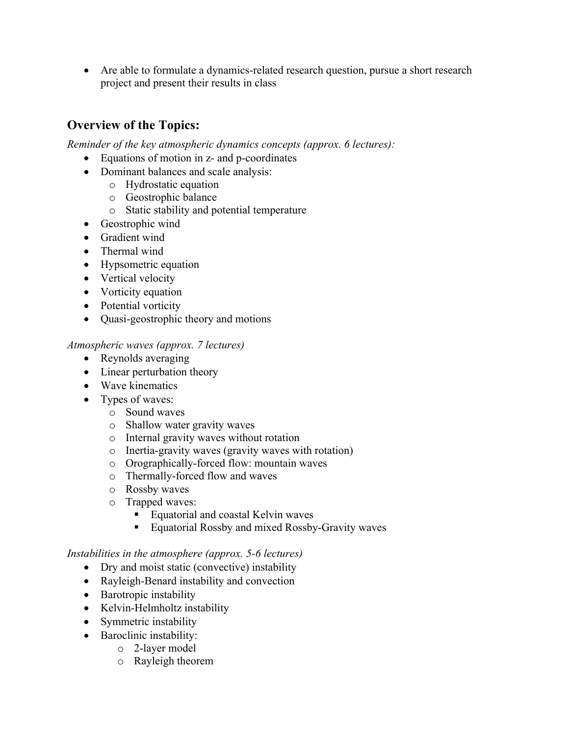- Are able to formulate a dynamics-related research question, pursue a short research project and present their results in class

## Overview of the Topics:

*Reminder of the key atmospheric dynamics concepts (approx. 6 lectures):*

- Equations of motion in z- and p-coordinates
- Dominant balances and scale analysis:
  - Hydrostatic equation
  - Geostrophic balance
  - Static stability and potential temperature
- Geostrophic wind
- Gradient wind
- Thermal wind
- Hypsometric equation
- Vertical velocity
- Vorticity equation
- Potential vorticity
- Quasi-geostrophic theory and motions

*Atmospheric waves (approx. 7 lectures)*

- Reynolds averaging
- Linear perturbation theory
- Wave kinematics
- Types of waves:
  - Sound waves
  - Shallow water gravity waves
  - Internal gravity waves without rotation
  - Inertia-gravity waves (gravity waves with rotation)
  - Orographically-forced flow: mountain waves
  - Thermally-forced flow and waves
  - Rossby waves
  - Trapped waves:
    - Equatorial and coastal Kelvin waves
    - Equatorial Rossby and mixed Rossby-Gravity waves

*Instabilities in the atmosphere (approx. 5-6 lectures)*

- Dry and moist static (convective) instability
- Rayleigh-Benard instability and convection
- Barotropic instability
- Kelvin-Helmholtz instability
- Symmetric instability
- Baroclinic instability:
  - 2-layer model
  - Rayleigh theorem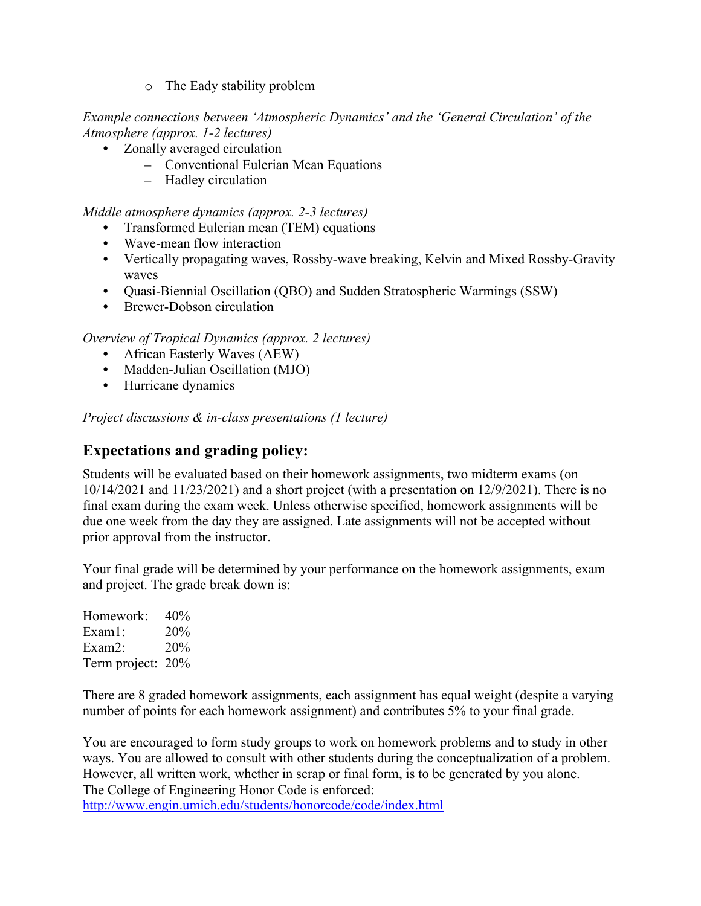- The Eady stability problem

*Example connections between 'Atmospheric Dynamics' and the 'General Circulation' of the Atmosphere (approx. 1-2 lectures)*

- Zonally averaged circulation
  - Conventional Eulerian Mean Equations
  - Hadley circulation

*Middle atmosphere dynamics (approx. 2-3 lectures)*

- Transformed Eulerian mean (TEM) equations
- Wave-mean flow interaction
- Vertically propagating waves, Rossby-wave breaking, Kelvin and Mixed Rossby-Gravity waves
- Quasi-Biennial Oscillation (QBO) and Sudden Stratospheric Warmings (SSW)
- Brewer-Dobson circulation

*Overview of Tropical Dynamics (approx. 2 lectures)*

- African Easterly Waves (AEW)
- Madden-Julian Oscillation (MJO)
- Hurricane dynamics

*Project discussions & in-class presentations (1 lecture)*

## Expectations and grading policy:

Students will be evaluated based on their homework assignments, two midterm exams (on 10/14/2021 and 11/23/2021) and a short project (with a presentation on 12/9/2021). There is no final exam during the exam week. Unless otherwise specified, homework assignments will be due one week from the day they are assigned. Late assignments will not be accepted without prior approval from the instructor.

Your final grade will be determined by your performance on the homework assignments, exam and project. The grade break down is:

| | |
|---|---|
| Homework: | 40% |
| Exam1: | 20% |
| Exam2: | 20% |
| Term project: | 20% |

There are 8 graded homework assignments, each assignment has equal weight (despite a varying number of points for each homework assignment) and contributes 5% to your final grade.

You are encouraged to form study groups to work on homework problems and to study in other ways. You are allowed to consult with other students during the conceptualization of a problem. However, all written work, whether in scrap or final form, is to be generated by you alone.
The College of Engineering Honor Code is enforced:
http://www.engin.umich.edu/students/honorcode/code/index.html